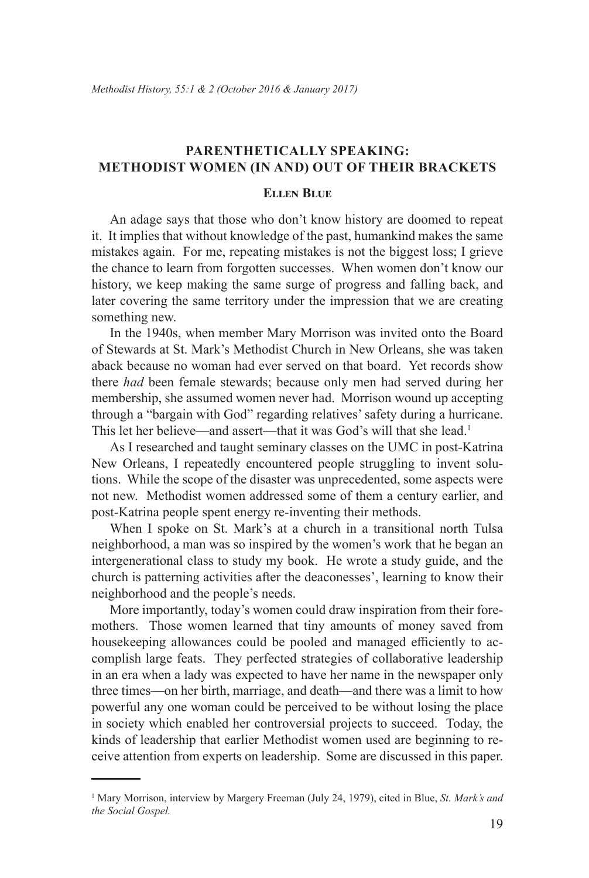# PARENTHETICALLY SPEAKING: METHODIST WOMEN (IN AND) OUT OF THEIR BRACKETS

**Ellen Blue**

An adage says that those who don't know history are doomed to repeat it. It implies that without knowledge of the past, humankind makes the same mistakes again. For me, repeating mistakes is not the biggest loss; I grieve the chance to learn from forgotten successes. When women don't know our history, we keep making the same surge of progress and falling back, and later covering the same territory under the impression that we are creating something new.

In the 1940s, when member Mary Morrison was invited onto the Board of Stewards at St. Mark's Methodist Church in New Orleans, she was taken aback because no woman had ever served on that board. Yet records show there *had* been female stewards; because only men had served during her membership, she assumed women never had. Morrison wound up accepting through a "bargain with God" regarding relatives' safety during a hurricane. This let her believe—and assert—that it was God's will that she lead.[1]

As I researched and taught seminary classes on the UMC in post-Katrina New Orleans, I repeatedly encountered people struggling to invent solutions. While the scope of the disaster was unprecedented, some aspects were not new. Methodist women addressed some of them a century earlier, and post-Katrina people spent energy re-inventing their methods.

When I spoke on St. Mark's at a church in a transitional north Tulsa neighborhood, a man was so inspired by the women's work that he began an intergenerational class to study my book. He wrote a study guide, and the church is patterning activities after the deaconesses', learning to know their neighborhood and the people's needs.

More importantly, today's women could draw inspiration from their foremothers. Those women learned that tiny amounts of money saved from housekeeping allowances could be pooled and managed efficiently to accomplish large feats. They perfected strategies of collaborative leadership in an era when a lady was expected to have her name in the newspaper only three times—on her birth, marriage, and death—and there was a limit to how powerful any one woman could be perceived to be without losing the place in society which enabled her controversial projects to succeed. Today, the kinds of leadership that earlier Methodist women used are beginning to receive attention from experts on leadership. Some are discussed in this paper.

---

[1] Mary Morrison, interview by Margery Freeman (July 24, 1979), cited in Blue, *St. Mark's and the Social Gospel.*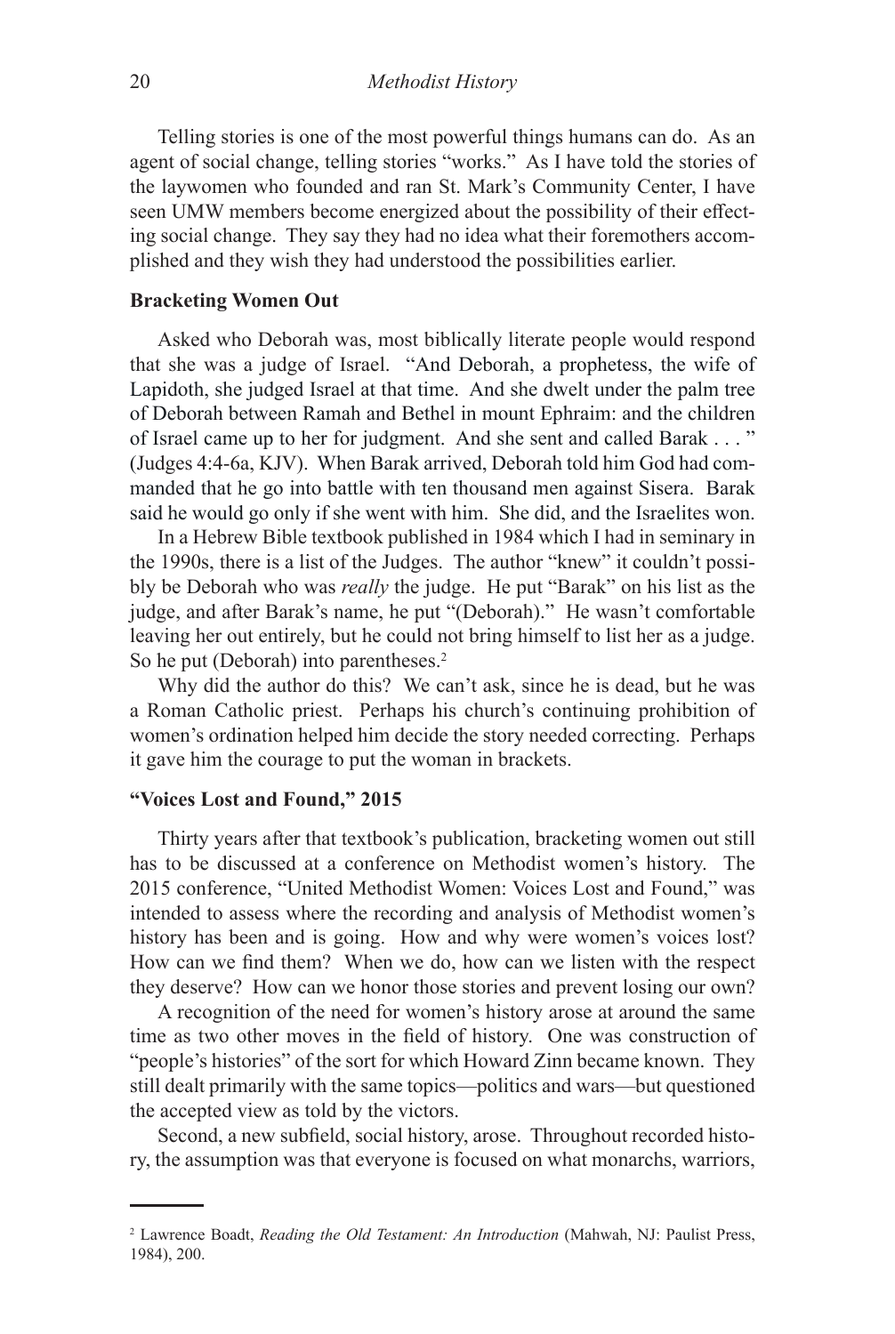Telling stories is one of the most powerful things humans can do. As an agent of social change, telling stories "works." As I have told the stories of the laywomen who founded and ran St. Mark's Community Center, I have seen UMW members become energized about the possibility of their effecting social change. They say they had no idea what their foremothers accomplished and they wish they had understood the possibilities earlier.

### Bracketing Women Out

Asked who Deborah was, most biblically literate people would respond that she was a judge of Israel. "And Deborah, a prophetess, the wife of Lapidoth, she judged Israel at that time. And she dwelt under the palm tree of Deborah between Ramah and Bethel in mount Ephraim: and the children of Israel came up to her for judgment. And she sent and called Barak . . . " (Judges 4:4-6a, KJV). When Barak arrived, Deborah told him God had commanded that he go into battle with ten thousand men against Sisera. Barak said he would go only if she went with him. She did, and the Israelites won.

In a Hebrew Bible textbook published in 1984 which I had in seminary in the 1990s, there is a list of the Judges. The author "knew" it couldn't possibly be Deborah who was *really* the judge. He put "Barak" on his list as the judge, and after Barak's name, he put "(Deborah)." He wasn't comfortable leaving her out entirely, but he could not bring himself to list her as a judge. So he put (Deborah) into parentheses.[2]

Why did the author do this? We can't ask, since he is dead, but he was a Roman Catholic priest. Perhaps his church's continuing prohibition of women's ordination helped him decide the story needed correcting. Perhaps it gave him the courage to put the woman in brackets.

### "Voices Lost and Found," 2015

Thirty years after that textbook's publication, bracketing women out still has to be discussed at a conference on Methodist women's history. The 2015 conference, "United Methodist Women: Voices Lost and Found," was intended to assess where the recording and analysis of Methodist women's history has been and is going. How and why were women's voices lost? How can we find them? When we do, how can we listen with the respect they deserve? How can we honor those stories and prevent losing our own?

A recognition of the need for women's history arose at around the same time as two other moves in the field of history. One was construction of "people's histories" of the sort for which Howard Zinn became known. They still dealt primarily with the same topics—politics and wars—but questioned the accepted view as told by the victors.

Second, a new subfield, social history, arose. Throughout recorded history, the assumption was that everyone is focused on what monarchs, warriors,

---

[2] Lawrence Boadt, *Reading the Old Testament: An Introduction* (Mahwah, NJ: Paulist Press, 1984), 200.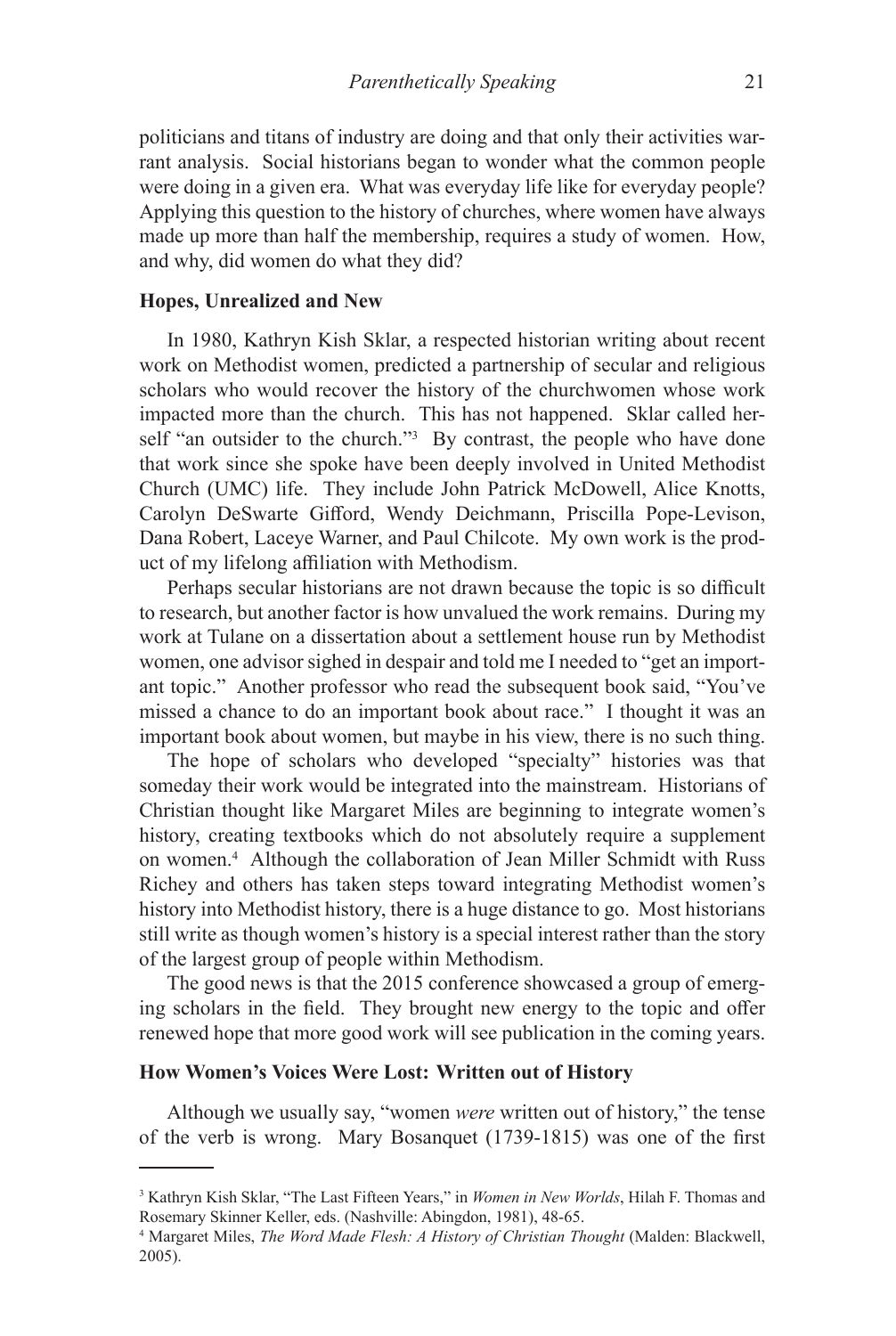politicians and titans of industry are doing and that only their activities warrant analysis. Social historians began to wonder what the common people were doing in a given era. What was everyday life like for everyday people? Applying this question to the history of churches, where women have always made up more than half the membership, requires a study of women. How, and why, did women do what they did?

**Hopes, Unrealized and New**

In 1980, Kathryn Kish Sklar, a respected historian writing about recent work on Methodist women, predicted a partnership of secular and religious scholars who would recover the history of the churchwomen whose work impacted more than the church. This has not happened. Sklar called herself "an outsider to the church."[3] By contrast, the people who have done that work since she spoke have been deeply involved in United Methodist Church (UMC) life. They include John Patrick McDowell, Alice Knotts, Carolyn DeSwarte Gifford, Wendy Deichmann, Priscilla Pope-Levison, Dana Robert, Laceye Warner, and Paul Chilcote. My own work is the product of my lifelong affiliation with Methodism.

Perhaps secular historians are not drawn because the topic is so difficult to research, but another factor is how unvalued the work remains. During my work at Tulane on a dissertation about a settlement house run by Methodist women, one advisor sighed in despair and told me I needed to "get an important topic." Another professor who read the subsequent book said, "You've missed a chance to do an important book about race." I thought it was an important book about women, but maybe in his view, there is no such thing.

The hope of scholars who developed "specialty" histories was that someday their work would be integrated into the mainstream. Historians of Christian thought like Margaret Miles are beginning to integrate women's history, creating textbooks which do not absolutely require a supplement on women.[4] Although the collaboration of Jean Miller Schmidt with Russ Richey and others has taken steps toward integrating Methodist women's history into Methodist history, there is a huge distance to go. Most historians still write as though women's history is a special interest rather than the story of the largest group of people within Methodism.

The good news is that the 2015 conference showcased a group of emerging scholars in the field. They brought new energy to the topic and offer renewed hope that more good work will see publication in the coming years.

**How Women's Voices Were Lost: Written out of History**

Although we usually say, "women *were* written out of history," the tense of the verb is wrong. Mary Bosanquet (1739-1815) was one of the first

---

[3] Kathryn Kish Sklar, "The Last Fifteen Years," in *Women in New Worlds*, Hilah F. Thomas and Rosemary Skinner Keller, eds. (Nashville: Abingdon, 1981), 48-65.

[4] Margaret Miles, *The Word Made Flesh: A History of Christian Thought* (Malden: Blackwell, 2005).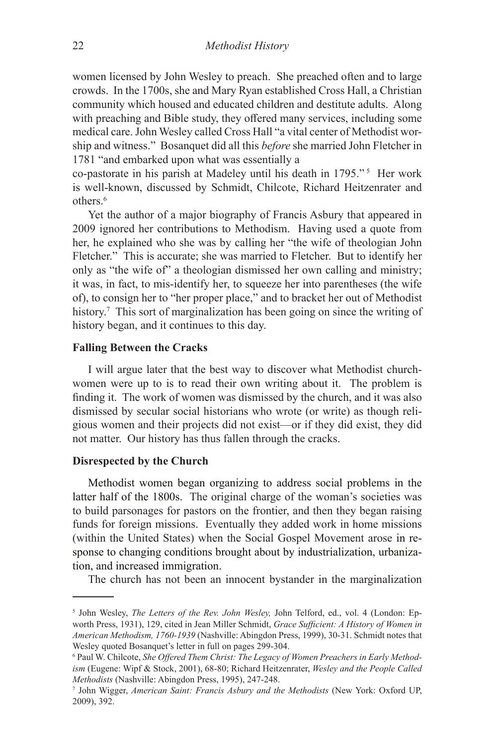women licensed by John Wesley to preach. She preached often and to large crowds. In the 1700s, she and Mary Ryan established Cross Hall, a Christian community which housed and educated children and destitute adults. Along with preaching and Bible study, they offered many services, including some medical care. John Wesley called Cross Hall "a vital center of Methodist worship and witness." Bosanquet did all this *before* she married John Fletcher in 1781 "and embarked upon what was essentially a co-pastorate in his parish at Madeley until his death in 1795."[5] Her work is well-known, discussed by Schmidt, Chilcote, Richard Heitzenrater and others.[6]

Yet the author of a major biography of Francis Asbury that appeared in 2009 ignored her contributions to Methodism. Having used a quote from her, he explained who she was by calling her "the wife of theologian John Fletcher." This is accurate; she was married to Fletcher. But to identify her only as "the wife of" a theologian dismissed her own calling and ministry; it was, in fact, to mis-identify her, to squeeze her into parentheses (the wife of), to consign her to "her proper place," and to bracket her out of Methodist history.[7] This sort of marginalization has been going on since the writing of history began, and it continues to this day.

**Falling Between the Cracks**

I will argue later that the best way to discover what Methodist churchwomen were up to is to read their own writing about it. The problem is finding it. The work of women was dismissed by the church, and it was also dismissed by secular social historians who wrote (or write) as though religious women and their projects did not exist—or if they did exist, they did not matter. Our history has thus fallen through the cracks.

**Disrespected by the Church**

Methodist women began organizing to address social problems in the latter half of the 1800s. The original charge of the woman's societies was to build parsonages for pastors on the frontier, and then they began raising funds for foreign missions. Eventually they added work in home missions (within the United States) when the Social Gospel Movement arose in response to changing conditions brought about by industrialization, urbanization, and increased immigration.

The church has not been an innocent bystander in the marginalization

---

[5] John Wesley, *The Letters of the Rev. John Wesley,* John Telford, ed., vol. 4 (London: Epworth Press, 1931), 129, cited in Jean Miller Schmidt, *Grace Sufficient: A History of Women in American Methodism, 1760-1939* (Nashville: Abingdon Press, 1999), 30-31. Schmidt notes that Wesley quoted Bosanquet's letter in full on pages 299-304.

[6] Paul W. Chilcote, *She Offered Them Christ: The Legacy of Women Preachers in Early Methodism* (Eugene: Wipf & Stock, 2001), 68-80; Richard Heitzenrater, *Wesley and the People Called Methodists* (Nashville: Abingdon Press, 1995), 247-248.

[7] John Wigger, *American Saint: Francis Asbury and the Methodists* (New York: Oxford UP, 2009), 392.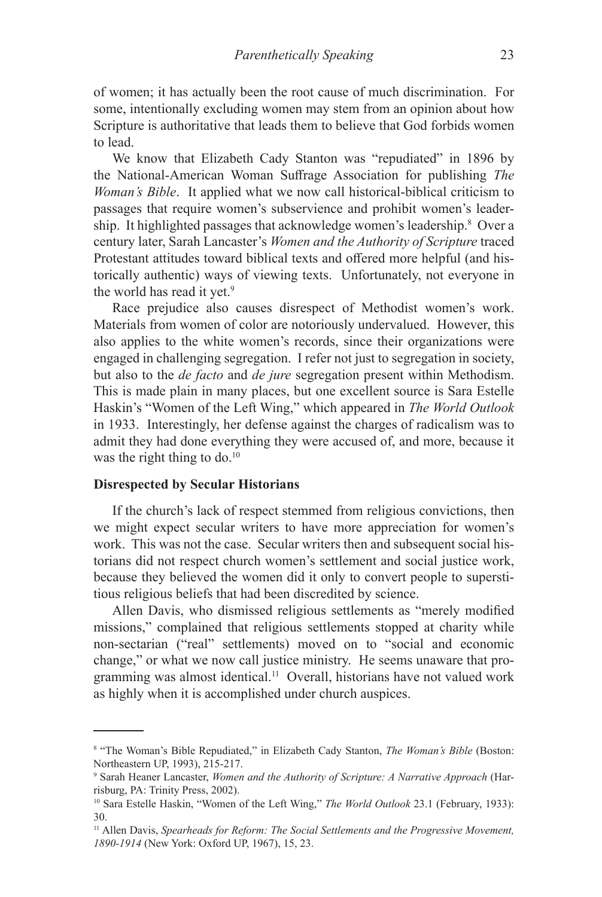of women; it has actually been the root cause of much discrimination. For some, intentionally excluding women may stem from an opinion about how Scripture is authoritative that leads them to believe that God forbids women to lead.

We know that Elizabeth Cady Stanton was "repudiated" in 1896 by the National-American Woman Suffrage Association for publishing *The Woman's Bible*. It applied what we now call historical-biblical criticism to passages that require women's subservience and prohibit women's leadership. It highlighted passages that acknowledge women's leadership.[8] Over a century later, Sarah Lancaster's *Women and the Authority of Scripture* traced Protestant attitudes toward biblical texts and offered more helpful (and historically authentic) ways of viewing texts. Unfortunately, not everyone in the world has read it yet.[9]

Race prejudice also causes disrespect of Methodist women's work. Materials from women of color are notoriously undervalued. However, this also applies to the white women's records, since their organizations were engaged in challenging segregation. I refer not just to segregation in society, but also to the *de facto* and *de jure* segregation present within Methodism. This is made plain in many places, but one excellent source is Sara Estelle Haskin's "Women of the Left Wing," which appeared in *The World Outlook* in 1933. Interestingly, her defense against the charges of radicalism was to admit they had done everything they were accused of, and more, because it was the right thing to do.[10]

**Disrespected by Secular Historians**

If the church's lack of respect stemmed from religious convictions, then we might expect secular writers to have more appreciation for women's work. This was not the case. Secular writers then and subsequent social historians did not respect church women's settlement and social justice work, because they believed the women did it only to convert people to superstitious religious beliefs that had been discredited by science.

Allen Davis, who dismissed religious settlements as "merely modified missions," complained that religious settlements stopped at charity while non-sectarian ("real" settlements) moved on to "social and economic change," or what we now call justice ministry. He seems unaware that programming was almost identical.[11] Overall, historians have not valued work as highly when it is accomplished under church auspices.

---

[8] "The Woman's Bible Repudiated," in Elizabeth Cady Stanton, *The Woman's Bible* (Boston: Northeastern UP, 1993), 215-217.

[9] Sarah Heaner Lancaster, *Women and the Authority of Scripture: A Narrative Approach* (Harrisburg, PA: Trinity Press, 2002).

[10] Sara Estelle Haskin, "Women of the Left Wing," *The World Outlook* 23.1 (February, 1933): 30.

[11] Allen Davis, *Spearheads for Reform: The Social Settlements and the Progressive Movement, 1890-1914* (New York: Oxford UP, 1967), 15, 23.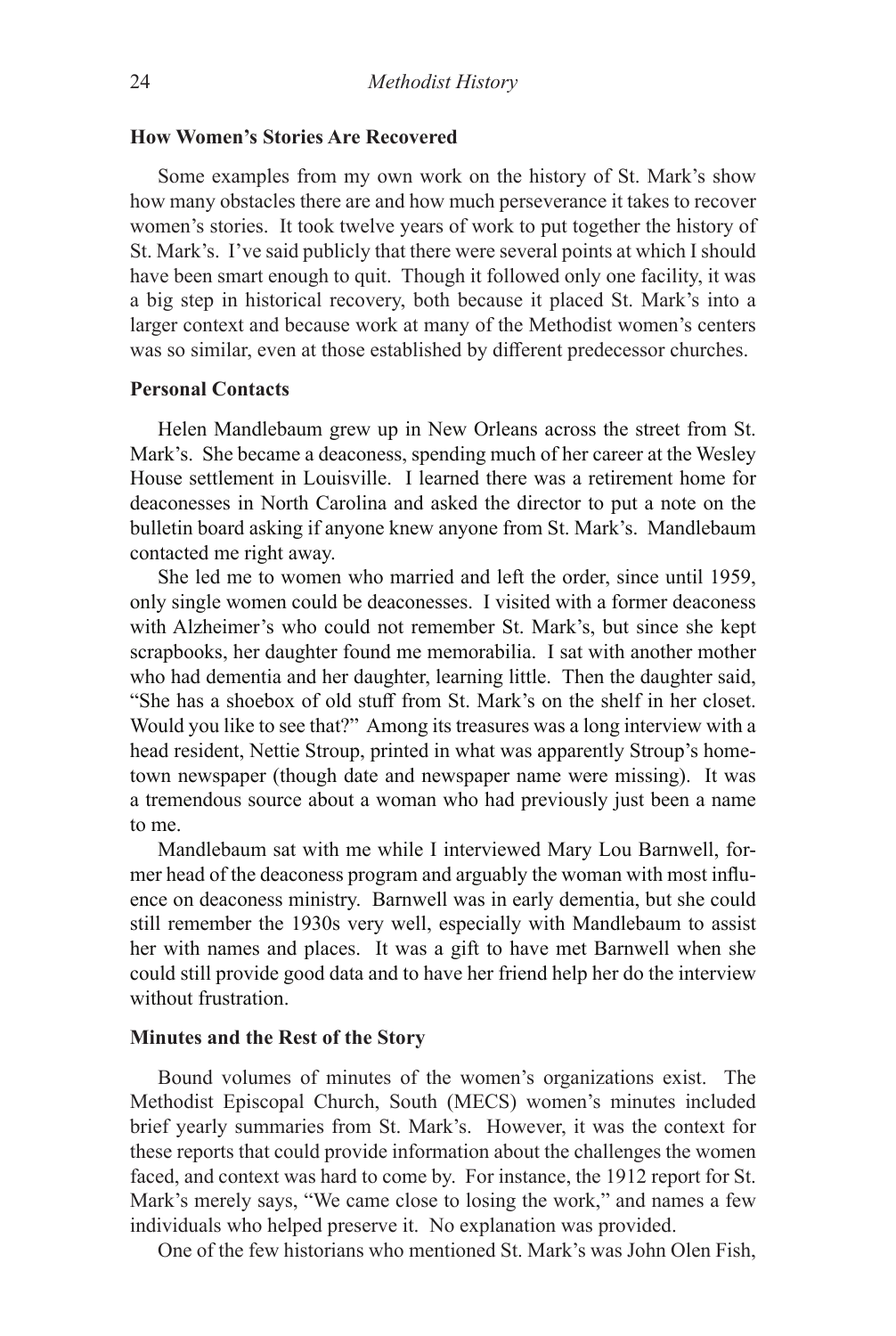### How Women's Stories Are Recovered

Some examples from my own work on the history of St. Mark's show how many obstacles there are and how much perseverance it takes to recover women's stories. It took twelve years of work to put together the history of St. Mark's. I've said publicly that there were several points at which I should have been smart enough to quit. Though it followed only one facility, it was a big step in historical recovery, both because it placed St. Mark's into a larger context and because work at many of the Methodist women's centers was so similar, even at those established by different predecessor churches.

### Personal Contacts

Helen Mandlebaum grew up in New Orleans across the street from St. Mark's. She became a deaconess, spending much of her career at the Wesley House settlement in Louisville. I learned there was a retirement home for deaconesses in North Carolina and asked the director to put a note on the bulletin board asking if anyone knew anyone from St. Mark's. Mandlebaum contacted me right away.

She led me to women who married and left the order, since until 1959, only single women could be deaconesses. I visited with a former deaconess with Alzheimer's who could not remember St. Mark's, but since she kept scrapbooks, her daughter found me memorabilia. I sat with another mother who had dementia and her daughter, learning little. Then the daughter said, "She has a shoebox of old stuff from St. Mark's on the shelf in her closet. Would you like to see that?" Among its treasures was a long interview with a head resident, Nettie Stroup, printed in what was apparently Stroup's hometown newspaper (though date and newspaper name were missing). It was a tremendous source about a woman who had previously just been a name to me.

Mandlebaum sat with me while I interviewed Mary Lou Barnwell, former head of the deaconess program and arguably the woman with most influence on deaconess ministry. Barnwell was in early dementia, but she could still remember the 1930s very well, especially with Mandlebaum to assist her with names and places. It was a gift to have met Barnwell when she could still provide good data and to have her friend help her do the interview without frustration.

### Minutes and the Rest of the Story

Bound volumes of minutes of the women's organizations exist. The Methodist Episcopal Church, South (MECS) women's minutes included brief yearly summaries from St. Mark's. However, it was the context for these reports that could provide information about the challenges the women faced, and context was hard to come by. For instance, the 1912 report for St. Mark's merely says, "We came close to losing the work," and names a few individuals who helped preserve it. No explanation was provided.

One of the few historians who mentioned St. Mark's was John Olen Fish,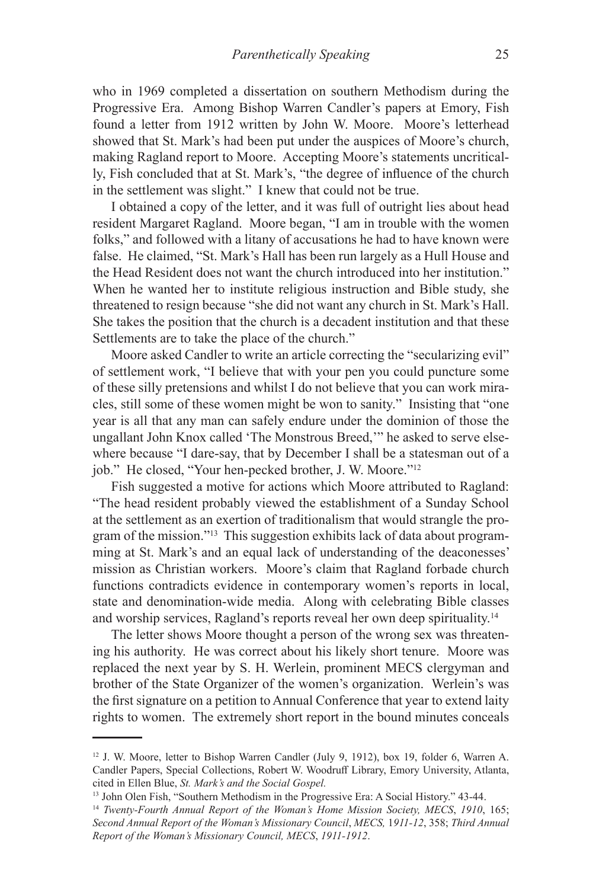who in 1969 completed a dissertation on southern Methodism during the Progressive Era. Among Bishop Warren Candler's papers at Emory, Fish found a letter from 1912 written by John W. Moore. Moore's letterhead showed that St. Mark's had been put under the auspices of Moore's church, making Ragland report to Moore. Accepting Moore's statements uncritically, Fish concluded that at St. Mark's, "the degree of influence of the church in the settlement was slight." I knew that could not be true.

I obtained a copy of the letter, and it was full of outright lies about head resident Margaret Ragland. Moore began, "I am in trouble with the women folks," and followed with a litany of accusations he had to have known were false. He claimed, "St. Mark's Hall has been run largely as a Hull House and the Head Resident does not want the church introduced into her institution." When he wanted her to institute religious instruction and Bible study, she threatened to resign because "she did not want any church in St. Mark's Hall. She takes the position that the church is a decadent institution and that these Settlements are to take the place of the church."

Moore asked Candler to write an article correcting the "secularizing evil" of settlement work, "I believe that with your pen you could puncture some of these silly pretensions and whilst I do not believe that you can work miracles, still some of these women might be won to sanity." Insisting that "one year is all that any man can safely endure under the dominion of those the ungallant John Knox called 'The Monstrous Breed,'" he asked to serve elsewhere because "I dare-say, that by December I shall be a statesman out of a job." He closed, "Your hen-pecked brother, J. W. Moore."[12]

Fish suggested a motive for actions which Moore attributed to Ragland: "The head resident probably viewed the establishment of a Sunday School at the settlement as an exertion of traditionalism that would strangle the program of the mission."[13] This suggestion exhibits lack of data about programming at St. Mark's and an equal lack of understanding of the deaconesses' mission as Christian workers. Moore's claim that Ragland forbade church functions contradicts evidence in contemporary women's reports in local, state and denomination-wide media. Along with celebrating Bible classes and worship services, Ragland's reports reveal her own deep spirituality.[14]

The letter shows Moore thought a person of the wrong sex was threatening his authority. He was correct about his likely short tenure. Moore was replaced the next year by S. H. Werlein, prominent MECS clergyman and brother of the State Organizer of the women's organization. Werlein's was the first signature on a petition to Annual Conference that year to extend laity rights to women. The extremely short report in the bound minutes conceals

---

[12] J. W. Moore, letter to Bishop Warren Candler (July 9, 1912), box 19, folder 6, Warren A. Candler Papers, Special Collections, Robert W. Woodruff Library, Emory University, Atlanta, cited in Ellen Blue, *St. Mark's and the Social Gospel.*

[13] John Olen Fish, "Southern Methodism in the Progressive Era: A Social History." 43-44.

[14] *Twenty-Fourth Annual Report of the Woman's Home Mission Society, MECS*, *1910*, 165; *Second Annual Report of the Woman's Missionary Council*, *MECS,* 1*911-12*, 358; *Third Annual Report of the Woman's Missionary Council, MECS*, *1911-1912*.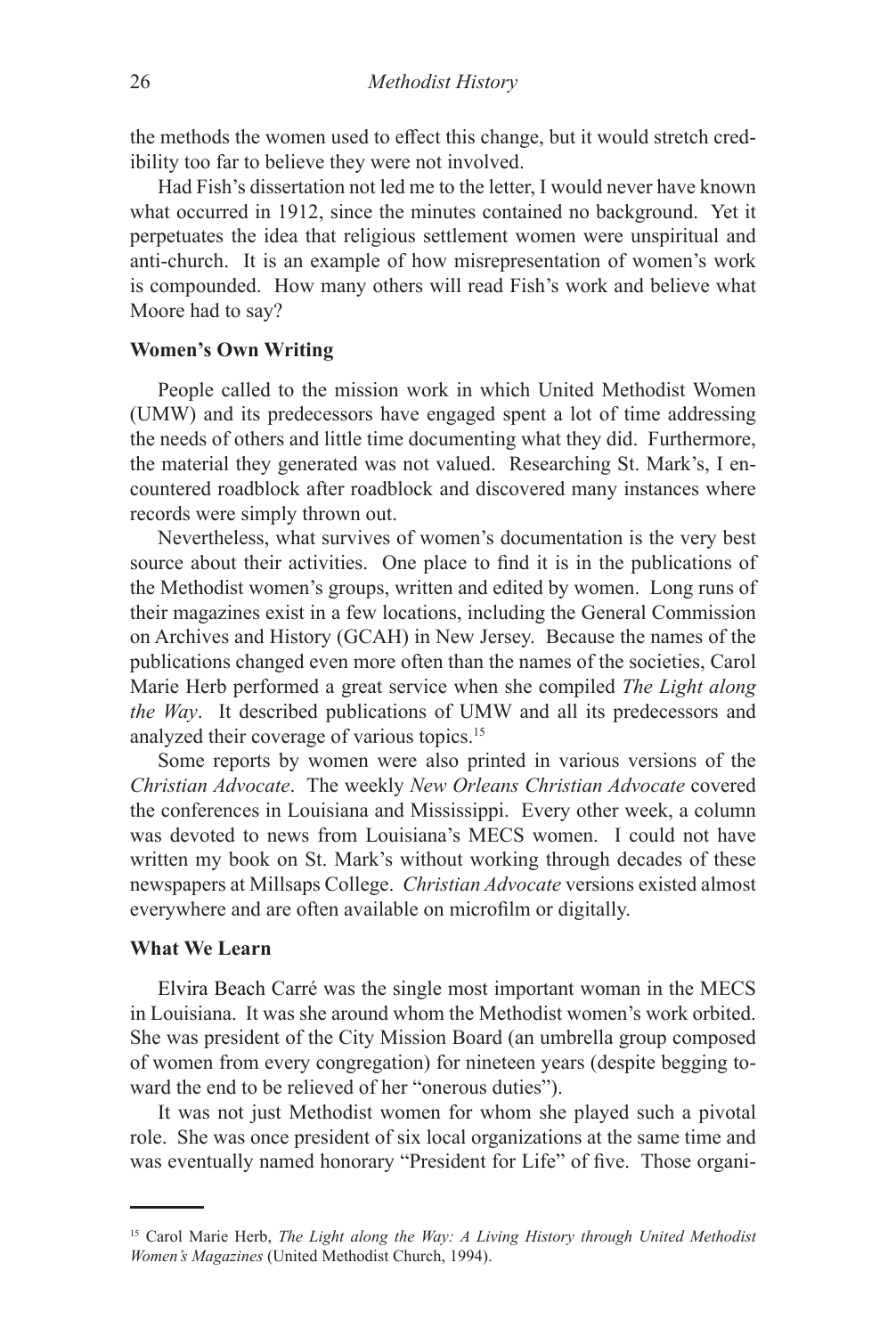the methods the women used to effect this change, but it would stretch credibility too far to believe they were not involved.

Had Fish's dissertation not led me to the letter, I would never have known what occurred in 1912, since the minutes contained no background. Yet it perpetuates the idea that religious settlement women were unspiritual and anti-church. It is an example of how misrepresentation of women's work is compounded. How many others will read Fish's work and believe what Moore had to say?

### Women's Own Writing

People called to the mission work in which United Methodist Women (UMW) and its predecessors have engaged spent a lot of time addressing the needs of others and little time documenting what they did. Furthermore, the material they generated was not valued. Researching St. Mark's, I encountered roadblock after roadblock and discovered many instances where records were simply thrown out.

Nevertheless, what survives of women's documentation is the very best source about their activities. One place to find it is in the publications of the Methodist women's groups, written and edited by women. Long runs of their magazines exist in a few locations, including the General Commission on Archives and History (GCAH) in New Jersey. Because the names of the publications changed even more often than the names of the societies, Carol Marie Herb performed a great service when she compiled *The Light along the Way*. It described publications of UMW and all its predecessors and analyzed their coverage of various topics.[15]

Some reports by women were also printed in various versions of the *Christian Advocate*. The weekly *New Orleans Christian Advocate* covered the conferences in Louisiana and Mississippi. Every other week, a column was devoted to news from Louisiana's MECS women. I could not have written my book on St. Mark's without working through decades of these newspapers at Millsaps College. *Christian Advocate* versions existed almost everywhere and are often available on microfilm or digitally.

### What We Learn

Elvira Beach Carré was the single most important woman in the MECS in Louisiana. It was she around whom the Methodist women's work orbited. She was president of the City Mission Board (an umbrella group composed of women from every congregation) for nineteen years (despite begging toward the end to be relieved of her "onerous duties").

It was not just Methodist women for whom she played such a pivotal role. She was once president of six local organizations at the same time and was eventually named honorary "President for Life" of five. Those organi-

---

[15] Carol Marie Herb, *The Light along the Way: A Living History through United Methodist Women's Magazines* (United Methodist Church, 1994).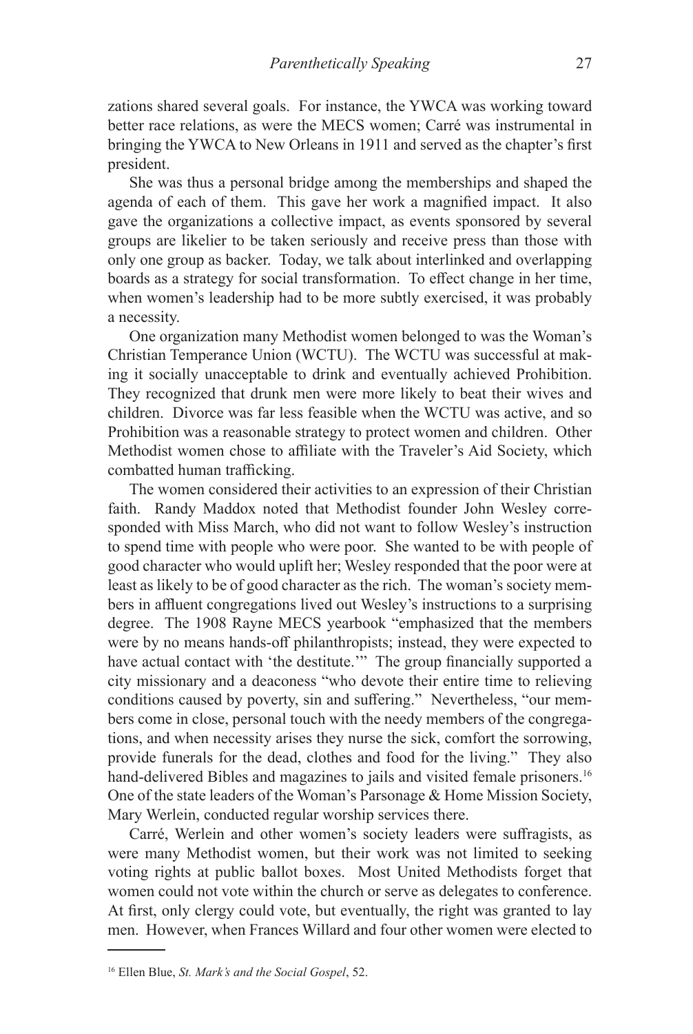zations shared several goals. For instance, the YWCA was working toward better race relations, as were the MECS women; Carré was instrumental in bringing the YWCA to New Orleans in 1911 and served as the chapter's first president.

She was thus a personal bridge among the memberships and shaped the agenda of each of them. This gave her work a magnified impact. It also gave the organizations a collective impact, as events sponsored by several groups are likelier to be taken seriously and receive press than those with only one group as backer. Today, we talk about interlinked and overlapping boards as a strategy for social transformation. To effect change in her time, when women's leadership had to be more subtly exercised, it was probably a necessity.

One organization many Methodist women belonged to was the Woman's Christian Temperance Union (WCTU). The WCTU was successful at making it socially unacceptable to drink and eventually achieved Prohibition. They recognized that drunk men were more likely to beat their wives and children. Divorce was far less feasible when the WCTU was active, and so Prohibition was a reasonable strategy to protect women and children. Other Methodist women chose to affiliate with the Traveler's Aid Society, which combatted human trafficking.

The women considered their activities to an expression of their Christian faith. Randy Maddox noted that Methodist founder John Wesley corresponded with Miss March, who did not want to follow Wesley's instruction to spend time with people who were poor. She wanted to be with people of good character who would uplift her; Wesley responded that the poor were at least as likely to be of good character as the rich. The woman's society members in affluent congregations lived out Wesley's instructions to a surprising degree. The 1908 Rayne MECS yearbook "emphasized that the members were by no means hands-off philanthropists; instead, they were expected to have actual contact with 'the destitute.'" The group financially supported a city missionary and a deaconess "who devote their entire time to relieving conditions caused by poverty, sin and suffering." Nevertheless, "our members come in close, personal touch with the needy members of the congregations, and when necessity arises they nurse the sick, comfort the sorrowing, provide funerals for the dead, clothes and food for the living." They also hand-delivered Bibles and magazines to jails and visited female prisoners.[16] One of the state leaders of the Woman's Parsonage & Home Mission Society, Mary Werlein, conducted regular worship services there.

Carré, Werlein and other women's society leaders were suffragists, as were many Methodist women, but their work was not limited to seeking voting rights at public ballot boxes. Most United Methodists forget that women could not vote within the church or serve as delegates to conference. At first, only clergy could vote, but eventually, the right was granted to lay men. However, when Frances Willard and four other women were elected to

[16] Ellen Blue, *St. Mark's and the Social Gospel*, 52.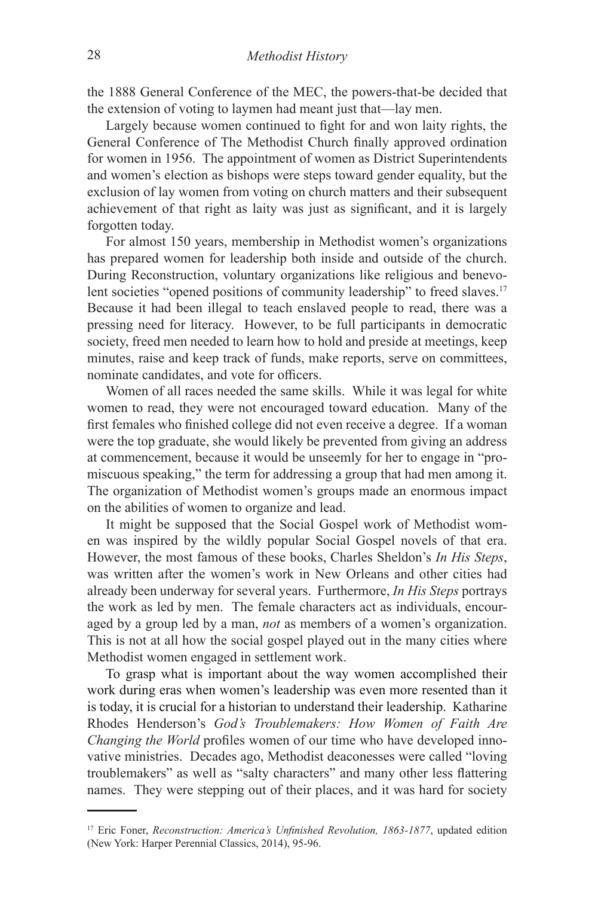the 1888 General Conference of the MEC, the powers-that-be decided that the extension of voting to laymen had meant just that—lay men.

Largely because women continued to fight for and won laity rights, the General Conference of The Methodist Church finally approved ordination for women in 1956. The appointment of women as District Superintendents and women's election as bishops were steps toward gender equality, but the exclusion of lay women from voting on church matters and their subsequent achievement of that right as laity was just as significant, and it is largely forgotten today.

For almost 150 years, membership in Methodist women's organizations has prepared women for leadership both inside and outside of the church. During Reconstruction, voluntary organizations like religious and benevolent societies "opened positions of community leadership" to freed slaves.[17] Because it had been illegal to teach enslaved people to read, there was a pressing need for literacy. However, to be full participants in democratic society, freed men needed to learn how to hold and preside at meetings, keep minutes, raise and keep track of funds, make reports, serve on committees, nominate candidates, and vote for officers.

Women of all races needed the same skills. While it was legal for white women to read, they were not encouraged toward education. Many of the first females who finished college did not even receive a degree. If a woman were the top graduate, she would likely be prevented from giving an address at commencement, because it would be unseemly for her to engage in "promiscuous speaking," the term for addressing a group that had men among it. The organization of Methodist women's groups made an enormous impact on the abilities of women to organize and lead.

It might be supposed that the Social Gospel work of Methodist women was inspired by the wildly popular Social Gospel novels of that era. However, the most famous of these books, Charles Sheldon's *In His Steps*, was written after the women's work in New Orleans and other cities had already been underway for several years. Furthermore, *In His Steps* portrays the work as led by men. The female characters act as individuals, encouraged by a group led by a man, *not* as members of a women's organization. This is not at all how the social gospel played out in the many cities where Methodist women engaged in settlement work.

To grasp what is important about the way women accomplished their work during eras when women's leadership was even more resented than it is today, it is crucial for a historian to understand their leadership. Katharine Rhodes Henderson's *God's Troublemakers: How Women of Faith Are Changing the World* profiles women of our time who have developed innovative ministries. Decades ago, Methodist deaconesses were called "loving troublemakers" as well as "salty characters" and many other less flattering names. They were stepping out of their places, and it was hard for society

[17] Eric Foner, *Reconstruction: America's Unfinished Revolution, 1863-1877*, updated edition (New York: Harper Perennial Classics, 2014), 95-96.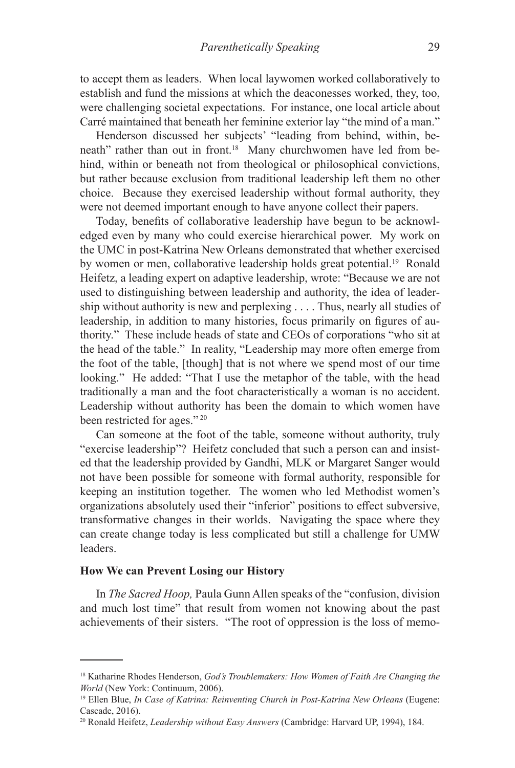to accept them as leaders. When local laywomen worked collaboratively to establish and fund the missions at which the deaconesses worked, they, too, were challenging societal expectations. For instance, one local article about Carré maintained that beneath her feminine exterior lay "the mind of a man."

Henderson discussed her subjects' "leading from behind, within, beneath" rather than out in front.[18] Many churchwomen have led from behind, within or beneath not from theological or philosophical convictions, but rather because exclusion from traditional leadership left them no other choice. Because they exercised leadership without formal authority, they were not deemed important enough to have anyone collect their papers.

Today, benefits of collaborative leadership have begun to be acknowledged even by many who could exercise hierarchical power. My work on the UMC in post-Katrina New Orleans demonstrated that whether exercised by women or men, collaborative leadership holds great potential.[19] Ronald Heifetz, a leading expert on adaptive leadership, wrote: "Because we are not used to distinguishing between leadership and authority, the idea of leadership without authority is new and perplexing . . . . Thus, nearly all studies of leadership, in addition to many histories, focus primarily on figures of authority." These include heads of state and CEOs of corporations "who sit at the head of the table." In reality, "Leadership may more often emerge from the foot of the table, [though] that is not where we spend most of our time looking." He added: "That I use the metaphor of the table, with the head traditionally a man and the foot characteristically a woman is no accident. Leadership without authority has been the domain to which women have been restricted for ages."[20]

Can someone at the foot of the table, someone without authority, truly "exercise leadership"? Heifetz concluded that such a person can and insisted that the leadership provided by Gandhi, MLK or Margaret Sanger would not have been possible for someone with formal authority, responsible for keeping an institution together. The women who led Methodist women's organizations absolutely used their "inferior" positions to effect subversive, transformative changes in their worlds. Navigating the space where they can create change today is less complicated but still a challenge for UMW leaders.

**How We can Prevent Losing our History**

In *The Sacred Hoop,* Paula Gunn Allen speaks of the "confusion, division and much lost time" that result from women not knowing about the past achievements of their sisters. "The root of oppression is the loss of memo-

---

[18] Katharine Rhodes Henderson, *God's Troublemakers: How Women of Faith Are Changing the World* (New York: Continuum, 2006).

[19] Ellen Blue, *In Case of Katrina: Reinventing Church in Post-Katrina New Orleans* (Eugene: Cascade, 2016).

[20] Ronald Heifetz, *Leadership without Easy Answers* (Cambridge: Harvard UP, 1994), 184.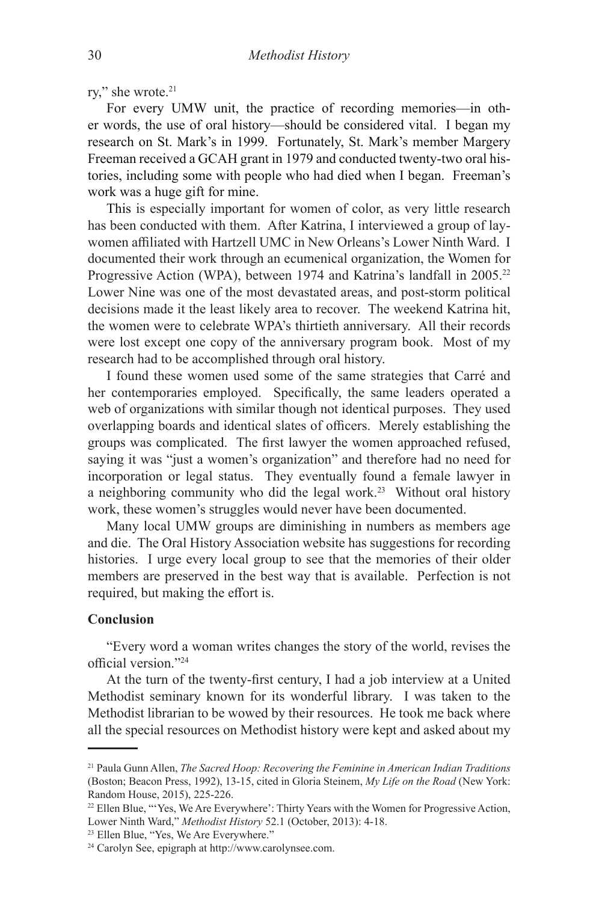ry," she wrote.[21]

For every UMW unit, the practice of recording memories—in other words, the use of oral history—should be considered vital. I began my research on St. Mark's in 1999. Fortunately, St. Mark's member Margery Freeman received a GCAH grant in 1979 and conducted twenty-two oral histories, including some with people who had died when I began. Freeman's work was a huge gift for mine.

This is especially important for women of color, as very little research has been conducted with them. After Katrina, I interviewed a group of laywomen affiliated with Hartzell UMC in New Orleans's Lower Ninth Ward. I documented their work through an ecumenical organization, the Women for Progressive Action (WPA), between 1974 and Katrina's landfall in 2005.[22] Lower Nine was one of the most devastated areas, and post-storm political decisions made it the least likely area to recover. The weekend Katrina hit, the women were to celebrate WPA's thirtieth anniversary. All their records were lost except one copy of the anniversary program book. Most of my research had to be accomplished through oral history.

I found these women used some of the same strategies that Carré and her contemporaries employed. Specifically, the same leaders operated a web of organizations with similar though not identical purposes. They used overlapping boards and identical slates of officers. Merely establishing the groups was complicated. The first lawyer the women approached refused, saying it was "just a women's organization" and therefore had no need for incorporation or legal status. They eventually found a female lawyer in a neighboring community who did the legal work.[23] Without oral history work, these women's struggles would never have been documented.

Many local UMW groups are diminishing in numbers as members age and die. The Oral History Association website has suggestions for recording histories. I urge every local group to see that the memories of their older members are preserved in the best way that is available. Perfection is not required, but making the effort is.

**Conclusion**

"Every word a woman writes changes the story of the world, revises the official version."[24]

At the turn of the twenty-first century, I had a job interview at a United Methodist seminary known for its wonderful library. I was taken to the Methodist librarian to be wowed by their resources. He took me back where all the special resources on Methodist history were kept and asked about my

---

[21] Paula Gunn Allen, *The Sacred Hoop: Recovering the Feminine in American Indian Traditions* (Boston; Beacon Press, 1992), 13-15, cited in Gloria Steinem, *My Life on the Road* (New York: Random House, 2015), 225-226.

[22] Ellen Blue, "'Yes, We Are Everywhere': Thirty Years with the Women for Progressive Action, Lower Ninth Ward," *Methodist History* 52.1 (October, 2013): 4-18.

[23] Ellen Blue, "Yes, We Are Everywhere."

[24] Carolyn See, epigraph at http://www.carolynsee.com.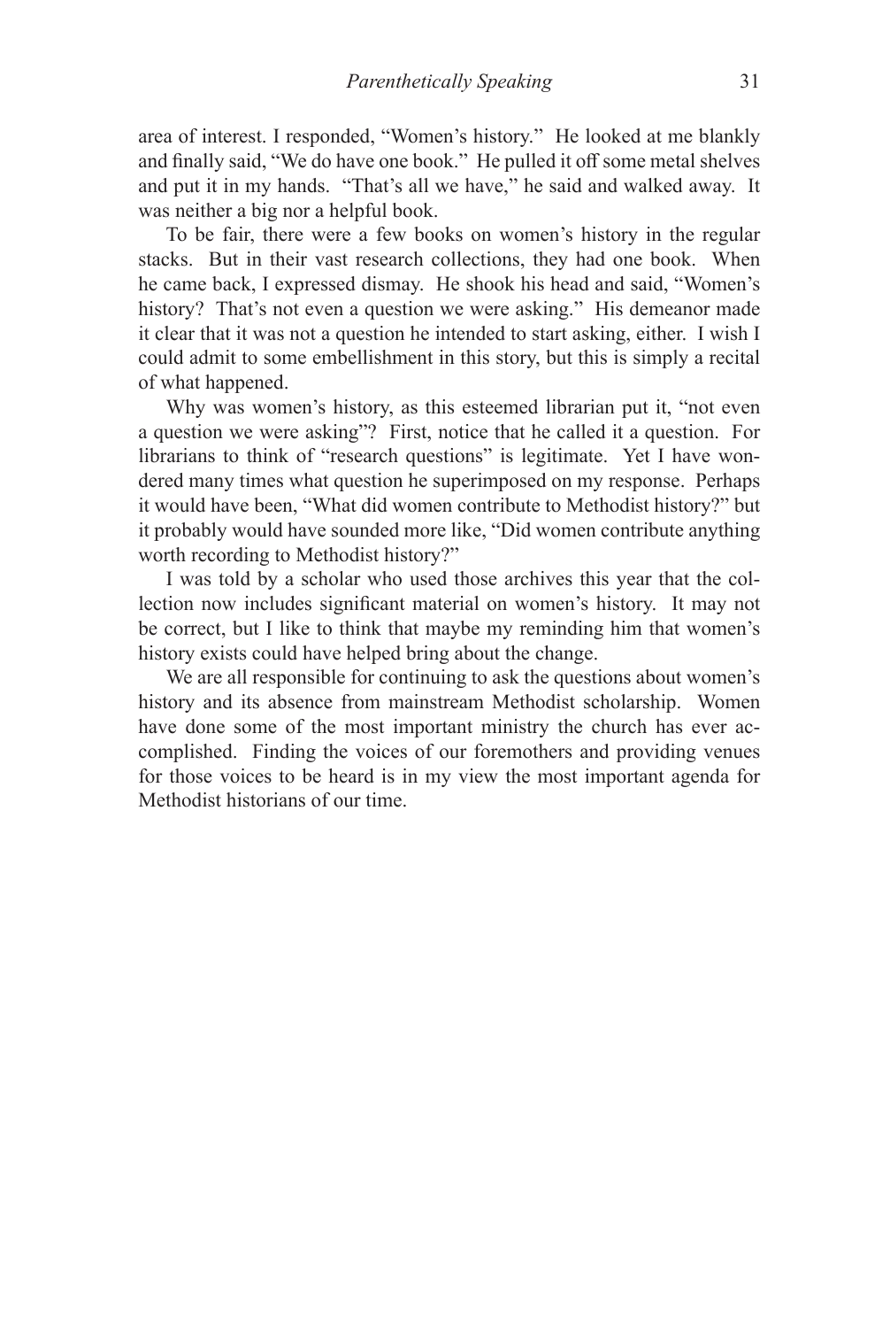area of interest. I responded, "Women's history." He looked at me blankly and finally said, "We do have one book." He pulled it off some metal shelves and put it in my hands. "That's all we have," he said and walked away. It was neither a big nor a helpful book.

To be fair, there were a few books on women's history in the regular stacks. But in their vast research collections, they had one book. When he came back, I expressed dismay. He shook his head and said, "Women's history? That's not even a question we were asking." His demeanor made it clear that it was not a question he intended to start asking, either. I wish I could admit to some embellishment in this story, but this is simply a recital of what happened.

Why was women's history, as this esteemed librarian put it, "not even a question we were asking"? First, notice that he called it a question. For librarians to think of "research questions" is legitimate. Yet I have wondered many times what question he superimposed on my response. Perhaps it would have been, "What did women contribute to Methodist history?" but it probably would have sounded more like, "Did women contribute anything worth recording to Methodist history?"

I was told by a scholar who used those archives this year that the collection now includes significant material on women's history. It may not be correct, but I like to think that maybe my reminding him that women's history exists could have helped bring about the change.

We are all responsible for continuing to ask the questions about women's history and its absence from mainstream Methodist scholarship. Women have done some of the most important ministry the church has ever accomplished. Finding the voices of our foremothers and providing venues for those voices to be heard is in my view the most important agenda for Methodist historians of our time.